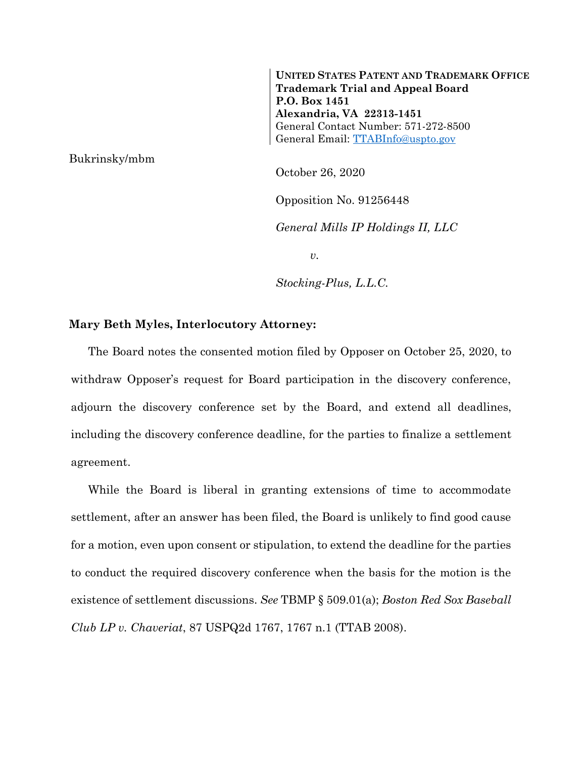**UNITED STATES PATENT AND TRADEMARK OFFICE**
**Trademark Trial and Appeal Board**
**P.O. Box 1451**
**Alexandria, VA 22313-1451**
General Contact Number: 571-272-8500
General Email: TTABInfo@uspto.gov

Bukrinsky/mbm

October 26, 2020

Opposition No. 91256448

*General Mills IP Holdings II, LLC*

*v.*

*Stocking-Plus, L.L.C.*

**Mary Beth Myles, Interlocutory Attorney:**

The Board notes the consented motion filed by Opposer on October 25, 2020, to withdraw Opposer's request for Board participation in the discovery conference, adjourn the discovery conference set by the Board, and extend all deadlines, including the discovery conference deadline, for the parties to finalize a settlement agreement.

While the Board is liberal in granting extensions of time to accommodate settlement, after an answer has been filed, the Board is unlikely to find good cause for a motion, even upon consent or stipulation, to extend the deadline for the parties to conduct the required discovery conference when the basis for the motion is the existence of settlement discussions. *See* TBMP § 509.01(a); *Boston Red Sox Baseball Club LP v. Chaveriat*, 87 USPQ2d 1767, 1767 n.1 (TTAB 2008).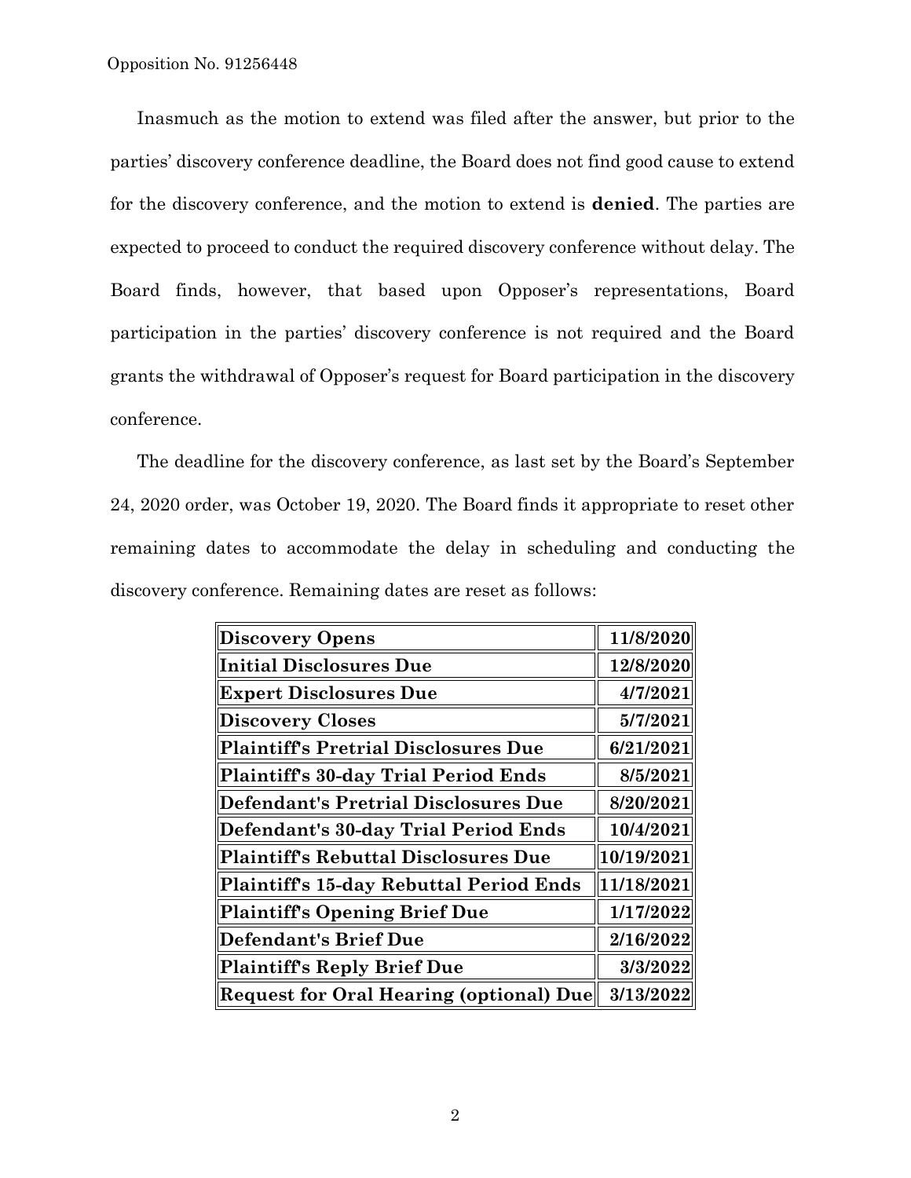Inasmuch as the motion to extend was filed after the answer, but prior to the parties' discovery conference deadline, the Board does not find good cause to extend for the discovery conference, and the motion to extend is **denied**. The parties are expected to proceed to conduct the required discovery conference without delay. The Board finds, however, that based upon Opposer's representations, Board participation in the parties' discovery conference is not required and the Board grants the withdrawal of Opposer's request for Board participation in the discovery conference.

The deadline for the discovery conference, as last set by the Board's September 24, 2020 order, was October 19, 2020. The Board finds it appropriate to reset other remaining dates to accommodate the delay in scheduling and conducting the discovery conference. Remaining dates are reset as follows:

| | |
|---|---|
| **Discovery Opens** | **11/8/2020** |
| **Initial Disclosures Due** | **12/8/2020** |
| **Expert Disclosures Due** | **4/7/2021** |
| **Discovery Closes** | **5/7/2021** |
| **Plaintiff's Pretrial Disclosures Due** | **6/21/2021** |
| **Plaintiff's 30-day Trial Period Ends** | **8/5/2021** |
| **Defendant's Pretrial Disclosures Due** | **8/20/2021** |
| **Defendant's 30-day Trial Period Ends** | **10/4/2021** |
| **Plaintiff's Rebuttal Disclosures Due** | **10/19/2021** |
| **Plaintiff's 15-day Rebuttal Period Ends** | **11/18/2021** |
| **Plaintiff's Opening Brief Due** | **1/17/2022** |
| **Defendant's Brief Due** | **2/16/2022** |
| **Plaintiff's Reply Brief Due** | **3/3/2022** |
| **Request for Oral Hearing (optional) Due** | **3/13/2022** |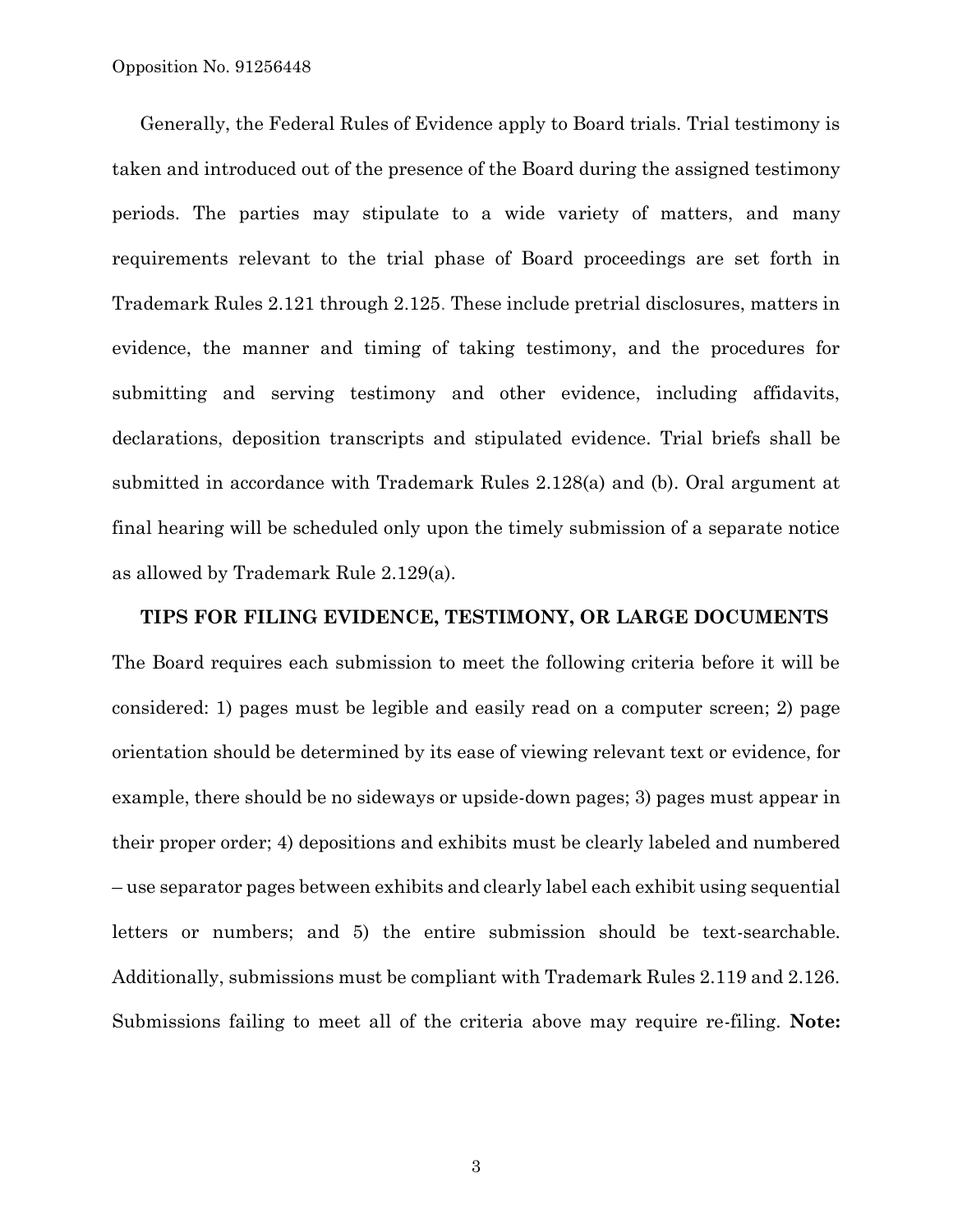Generally, the Federal Rules of Evidence apply to Board trials. Trial testimony is taken and introduced out of the presence of the Board during the assigned testimony periods. The parties may stipulate to a wide variety of matters, and many requirements relevant to the trial phase of Board proceedings are set forth in Trademark Rules 2.121 through 2.125. These include pretrial disclosures, matters in evidence, the manner and timing of taking testimony, and the procedures for submitting and serving testimony and other evidence, including affidavits, declarations, deposition transcripts and stipulated evidence. Trial briefs shall be submitted in accordance with Trademark Rules 2.128(a) and (b). Oral argument at final hearing will be scheduled only upon the timely submission of a separate notice as allowed by Trademark Rule 2.129(a).

**TIPS FOR FILING EVIDENCE, TESTIMONY, OR LARGE DOCUMENTS**

The Board requires each submission to meet the following criteria before it will be considered: 1) pages must be legible and easily read on a computer screen; 2) page orientation should be determined by its ease of viewing relevant text or evidence, for example, there should be no sideways or upside-down pages; 3) pages must appear in their proper order; 4) depositions and exhibits must be clearly labeled and numbered – use separator pages between exhibits and clearly label each exhibit using sequential letters or numbers; and 5) the entire submission should be text-searchable. Additionally, submissions must be compliant with Trademark Rules 2.119 and 2.126. Submissions failing to meet all of the criteria above may require re-filing. **Note:**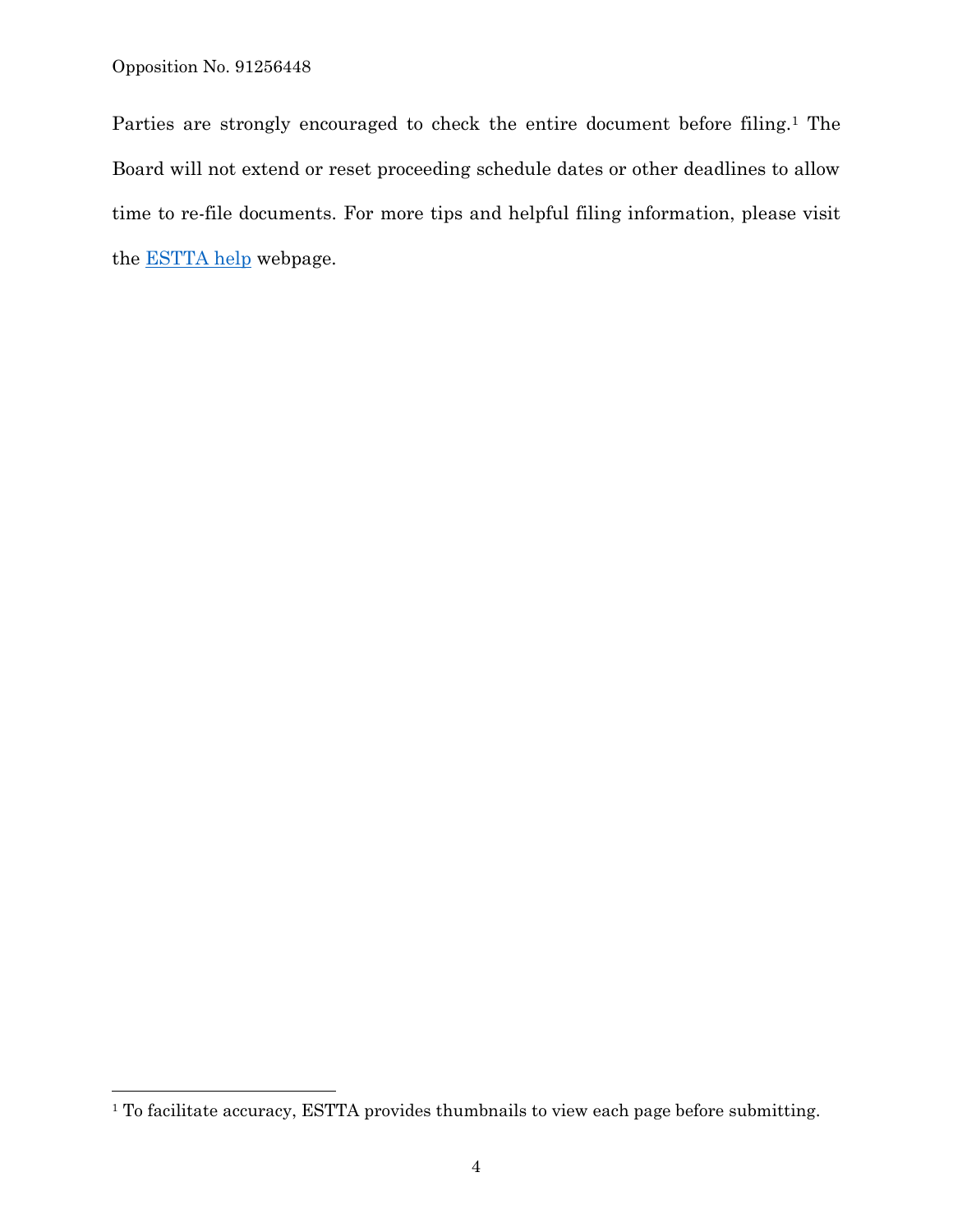Parties are strongly encouraged to check the entire document before filing.[1] The Board will not extend or reset proceeding schedule dates or other deadlines to allow time to re-file documents. For more tips and helpful filing information, please visit the ESTTA help webpage.

[1] To facilitate accuracy, ESTTA provides thumbnails to view each page before submitting.